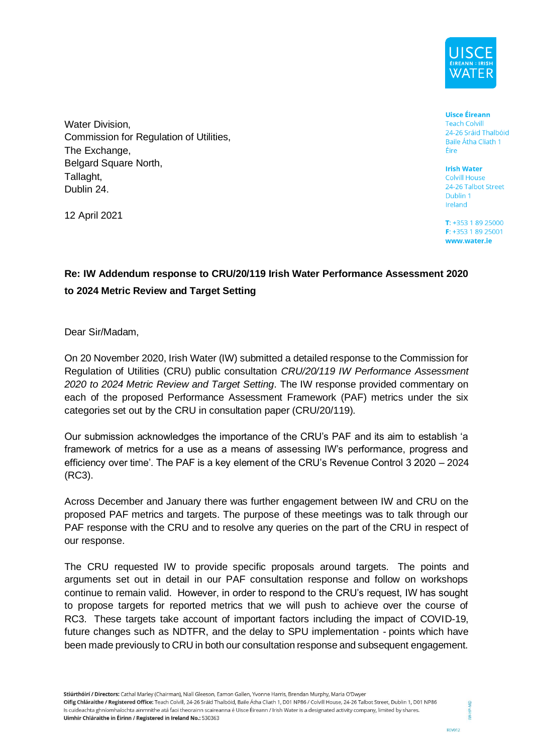Uisce Éireann
Teach Colvill
24-26 Sráid Thalbóid
Baile Átha Cliath 1
Éire

Irish Water
Colvill House
24-26 Talbot Street
Dublin 1
Ireland

T: +353 1 89 25000
F: +353 1 89 25001
www.water.ie

Water Division,
Commission for Regulation of Utilities,
The Exchange,
Belgard Square North,
Tallaght,
Dublin 24.

12 April 2021

**Re: IW Addendum response to CRU/20/119 Irish Water Performance Assessment 2020 to 2024 Metric Review and Target Setting**

Dear Sir/Madam,

On 20 November 2020, Irish Water (IW) submitted a detailed response to the Commission for Regulation of Utilities (CRU) public consultation *CRU/20/119 IW Performance Assessment 2020 to 2024 Metric Review and Target Setting*. The IW response provided commentary on each of the proposed Performance Assessment Framework (PAF) metrics under the six categories set out by the CRU in consultation paper (CRU/20/119).

Our submission acknowledges the importance of the CRU's PAF and its aim to establish 'a framework of metrics for a use as a means of assessing IW's performance, progress and efficiency over time'. The PAF is a key element of the CRU's Revenue Control 3 2020 – 2024 (RC3).

Across December and January there was further engagement between IW and CRU on the proposed PAF metrics and targets. The purpose of these meetings was to talk through our PAF response with the CRU and to resolve any queries on the part of the CRU in respect of our response.

The CRU requested IW to provide specific proposals around targets. The points and arguments set out in detail in our PAF consultation response and follow on workshops continue to remain valid. However, in order to respond to the CRU's request, IW has sought to propose targets for reported metrics that we will push to achieve over the course of RC3. These targets take account of important factors including the impact of COVID-19, future changes such as NDTFR, and the delay to SPU implementation - points which have been made previously to CRU in both our consultation response and subsequent engagement.

**Stiúrthóirí / Directors:** Cathal Marley (Chairman), Niall Gleeson, Eamon Gallen, Yvonne Harris, Brendan Murphy, Maria O'Dwyer
**Oifig Chláraithe / Registered Office:** Teach Colvill, 24-26 Sráid Thalbóid, Baile Átha Cliath 1, D01 NP86 / Colvill House, 24-26 Talbot Street, Dublin 1, D01 NP86
Is cuideachta ghníomhaíochta ainmnithe atá faoi theorainn scaireanna é Uisce Éireann / Irish Water is a designated activity company, limited by shares.
**Uimhir Chláraithe in Éirinn / Registered in Ireland No.:** 530363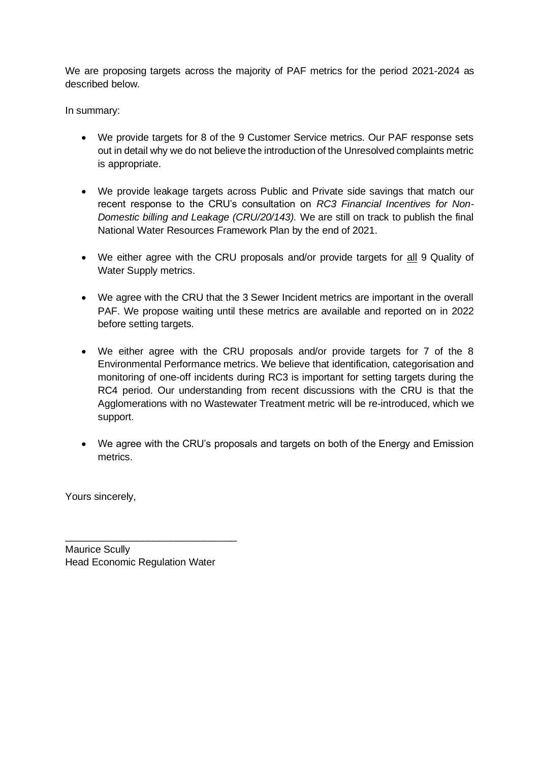We are proposing targets across the majority of PAF metrics for the period 2021-2024 as described below.

In summary:

- We provide targets for 8 of the 9 Customer Service metrics. Our PAF response sets out in detail why we do not believe the introduction of the Unresolved complaints metric is appropriate.

- We provide leakage targets across Public and Private side savings that match our recent response to the CRU's consultation on *RC3 Financial Incentives for Non-Domestic billing and Leakage (CRU/20/143).* We are still on track to publish the final National Water Resources Framework Plan by the end of 2021.

- We either agree with the CRU proposals and/or provide targets for <u>all</u> 9 Quality of Water Supply metrics.

- We agree with the CRU that the 3 Sewer Incident metrics are important in the overall PAF. We propose waiting until these metrics are available and reported on in 2022 before setting targets.

- We either agree with the CRU proposals and/or provide targets for 7 of the 8 Environmental Performance metrics. We believe that identification, categorisation and monitoring of one-off incidents during RC3 is important for setting targets during the RC4 period. Our understanding from recent discussions with the CRU is that the Agglomerations with no Wastewater Treatment metric will be re-introduced, which we support.

- We agree with the CRU's proposals and targets on both of the Energy and Emission metrics.

Yours sincerely,

_______________________________

Maurice Scully
Head Economic Regulation Water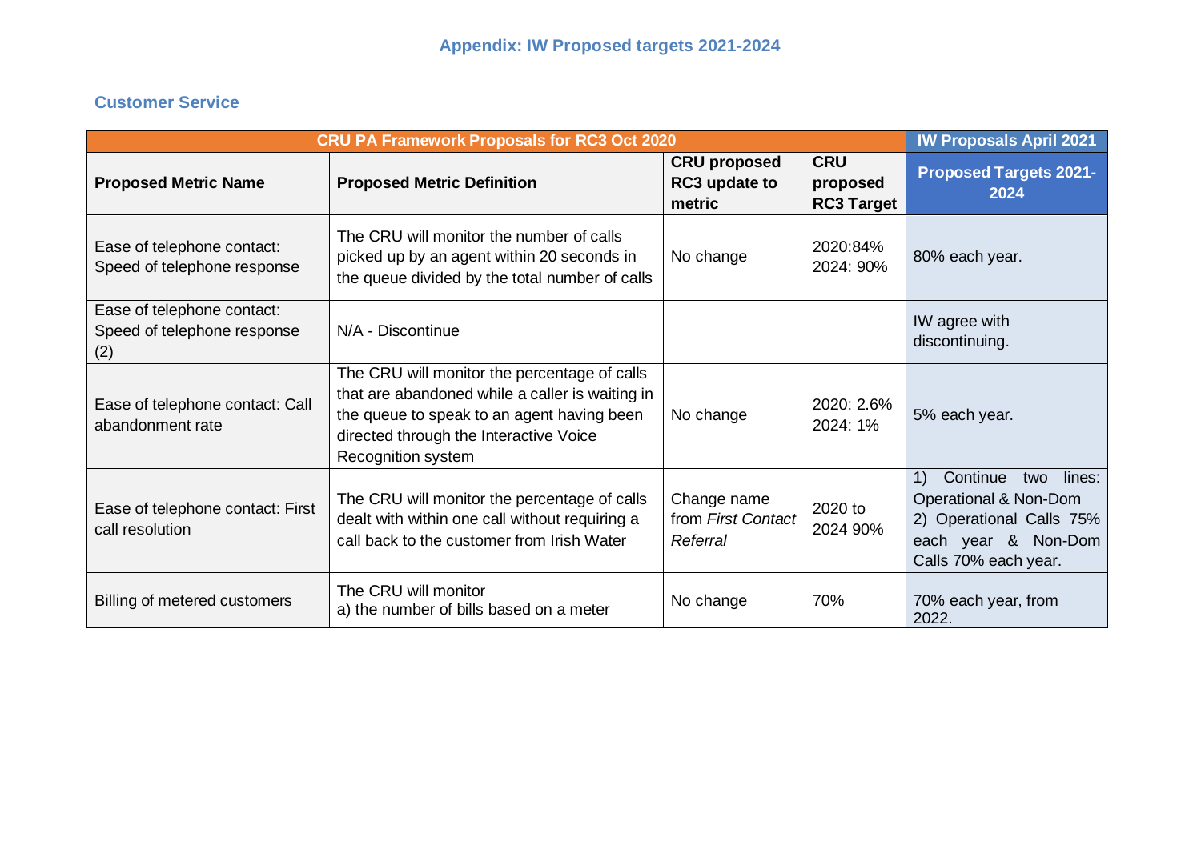## Appendix: IW Proposed targets 2021-2024

### Customer Service

| CRU PA Framework Proposals for RC3 Oct 2020 | | | | IW Proposals April 2021 |
|---|---|---|---|---|
| **Proposed Metric Name** | **Proposed Metric Definition** | **CRU proposed RC3 update to metric** | **CRU proposed RC3 Target** | **Proposed Targets 2021-2024** |
| Ease of telephone contact: Speed of telephone response | The CRU will monitor the number of calls picked up by an agent within 20 seconds in the queue divided by the total number of calls | No change | 2020:84% 2024: 90% | 80% each year. |
| Ease of telephone contact: Speed of telephone response (2) | N/A - Discontinue | | | IW agree with discontinuing. |
| Ease of telephone contact: Call abandonment rate | The CRU will monitor the percentage of calls that are abandoned while a caller is waiting in the queue to speak to an agent having been directed through the Interactive Voice Recognition system | No change | 2020: 2.6% 2024: 1% | 5% each year. |
| Ease of telephone contact: First call resolution | The CRU will monitor the percentage of calls dealt with within one call without requiring a call back to the customer from Irish Water | Change name from *First Contact Referral* | 2020 to 2024 90% | 1) Continue two lines: Operational & Non-Dom 2) Operational Calls 75% each year & Non-Dom Calls 70% each year. |
| Billing of metered customers | The CRU will monitor a) the number of bills based on a meter | No change | 70% | 70% each year, from 2022. |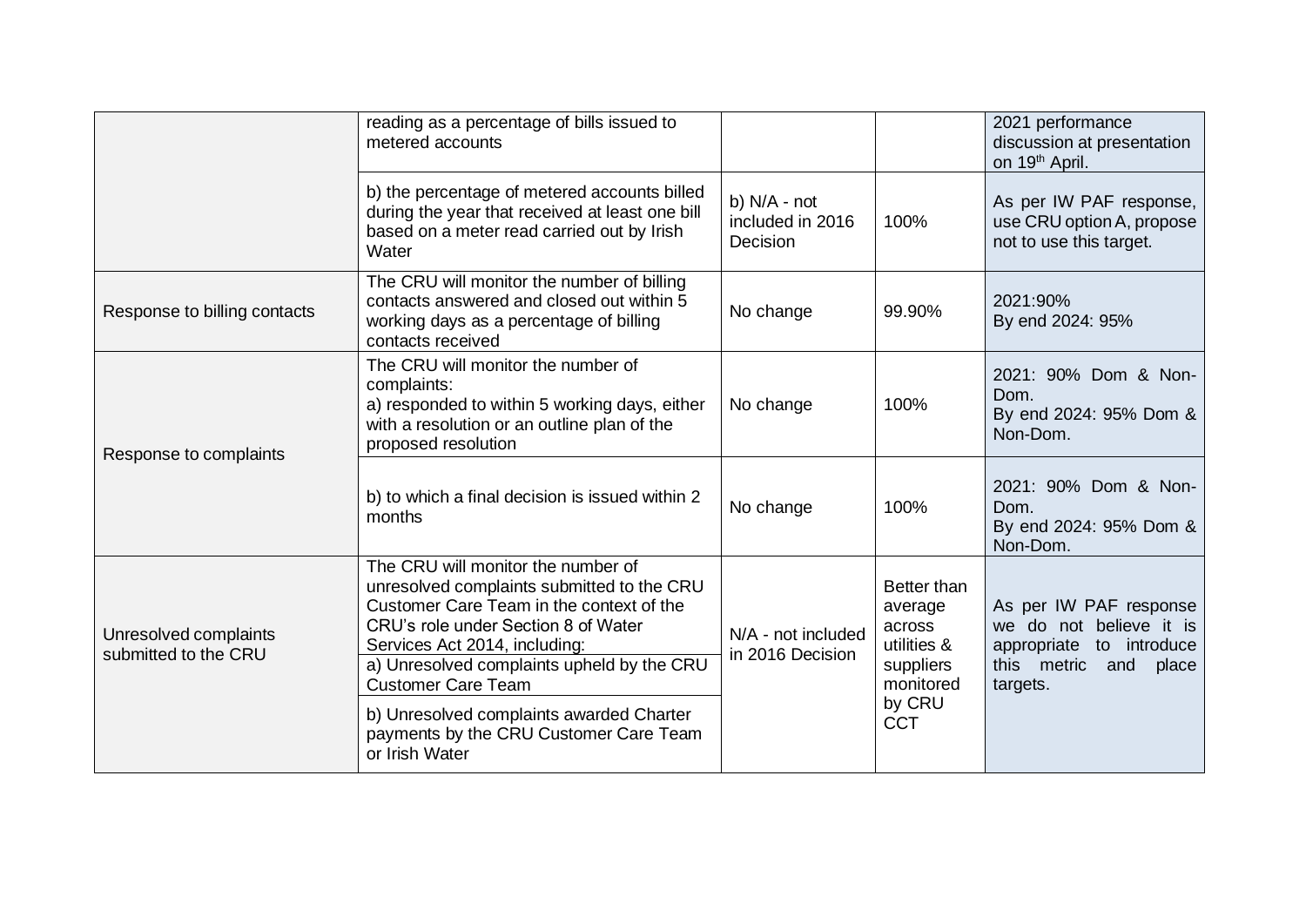| | | | | |
|---|---|---|---|---|
| | reading as a percentage of bills issued to metered accounts | | | 2021 performance discussion at presentation on 19th April. |
| | b) the percentage of metered accounts billed during the year that received at least one bill based on a meter read carried out by Irish Water | b) N/A - not included in 2016 Decision | 100% | As per IW PAF response, use CRU option A, propose not to use this target. |
| Response to billing contacts | The CRU will monitor the number of billing contacts answered and closed out within 5 working days as a percentage of billing contacts received | No change | 99.90% | 2021:90%<br>By end 2024: 95% |
| Response to complaints | The CRU will monitor the number of complaints:<br>a) responded to within 5 working days, either with a resolution or an outline plan of the proposed resolution | No change | 100% | 2021: 90% Dom & Non-Dom.<br>By end 2024: 95% Dom & Non-Dom. |
| | b) to which a final decision is issued within 2 months | No change | 100% | 2021: 90% Dom & Non-Dom.<br>By end 2024: 95% Dom & Non-Dom. |
| Unresolved complaints submitted to the CRU | The CRU will monitor the number of unresolved complaints submitted to the CRU Customer Care Team in the context of the CRU's role under Section 8 of Water Services Act 2014, including:<br>a) Unresolved complaints upheld by the CRU Customer Care Team | N/A - not included in 2016 Decision | Better than average across utilities & suppliers monitored by CRU CCT | As per IW PAF response we do not believe it is appropriate to introduce this metric and place targets. |
| | b) Unresolved complaints awarded Charter payments by the CRU Customer Care Team or Irish Water | | | |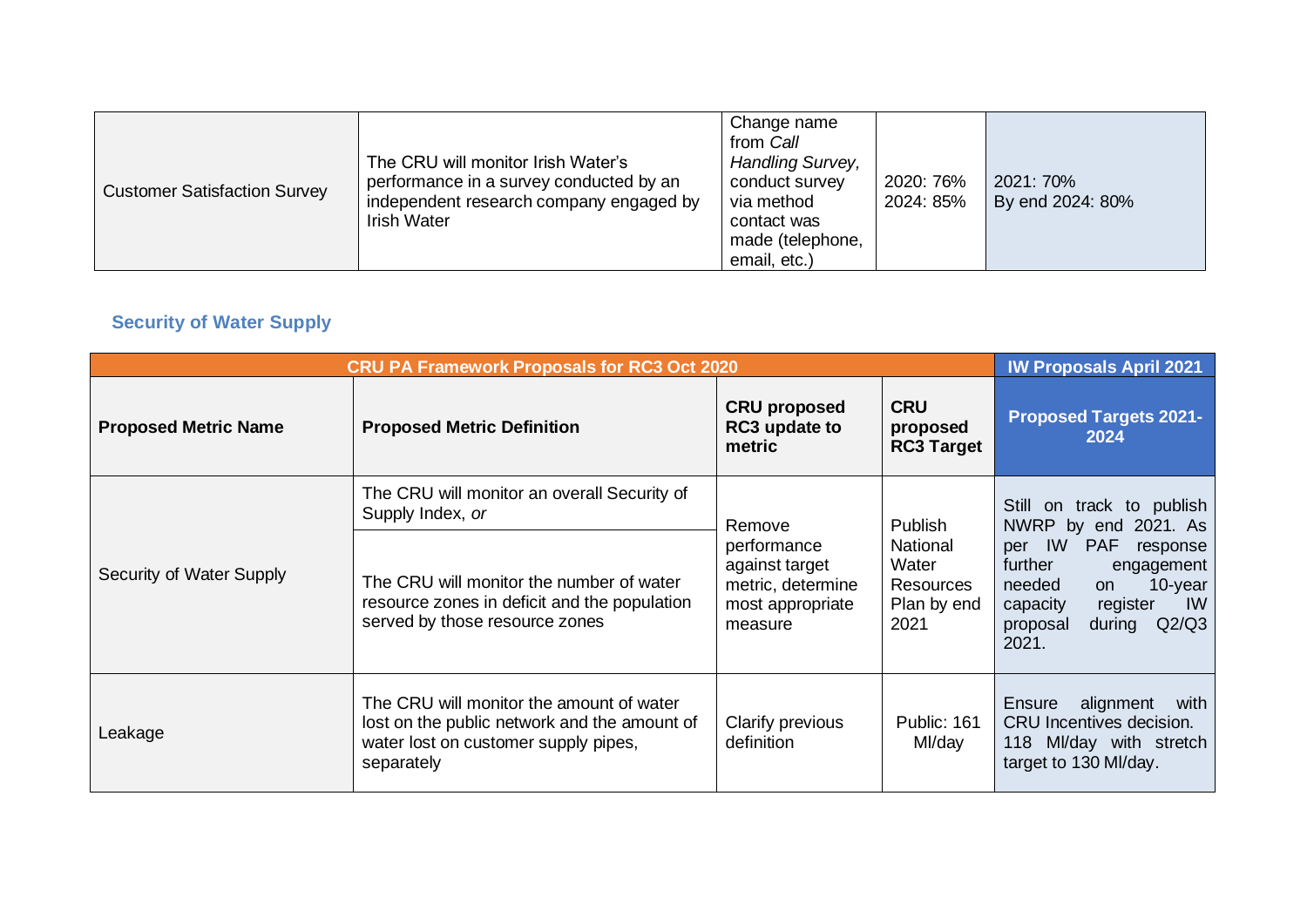| Customer Satisfaction Survey | The CRU will monitor Irish Water's performance in a survey conducted by an independent research company engaged by Irish Water | Change name from *Call Handling Survey,* conduct survey via method contact was made (telephone, email, etc.) | 2020: 76%<br>2024: 85% | 2021: 70%<br>By end 2024: 80% |
|---|---|---|---|---|

### Security of Water Supply

| CRU PA Framework Proposals for RC3 Oct 2020 | | | | IW Proposals April 2021 |
|---|---|---|---|---|
| **Proposed Metric Name** | **Proposed Metric Definition** | **CRU proposed RC3 update to metric** | **CRU proposed RC3 Target** | **Proposed Targets 2021-2024** |
| Security of Water Supply | The CRU will monitor an overall Security of Supply Index, *or*<br>The CRU will monitor the number of water resource zones in deficit and the population served by those resource zones | Remove performance against target metric, determine most appropriate measure | Publish National Water Resources Plan by end 2021 | Still on track to publish NWRP by end 2021. As per IW PAF response further engagement needed on 10-year capacity register IW proposal during Q2/Q3 2021. |
| Leakage | The CRU will monitor the amount of water lost on the public network and the amount of water lost on customer supply pipes, separately | Clarify previous definition | Public: 161 Ml/day | Ensure alignment with CRU Incentives decision. 118 Ml/day with stretch target to 130 Ml/day. |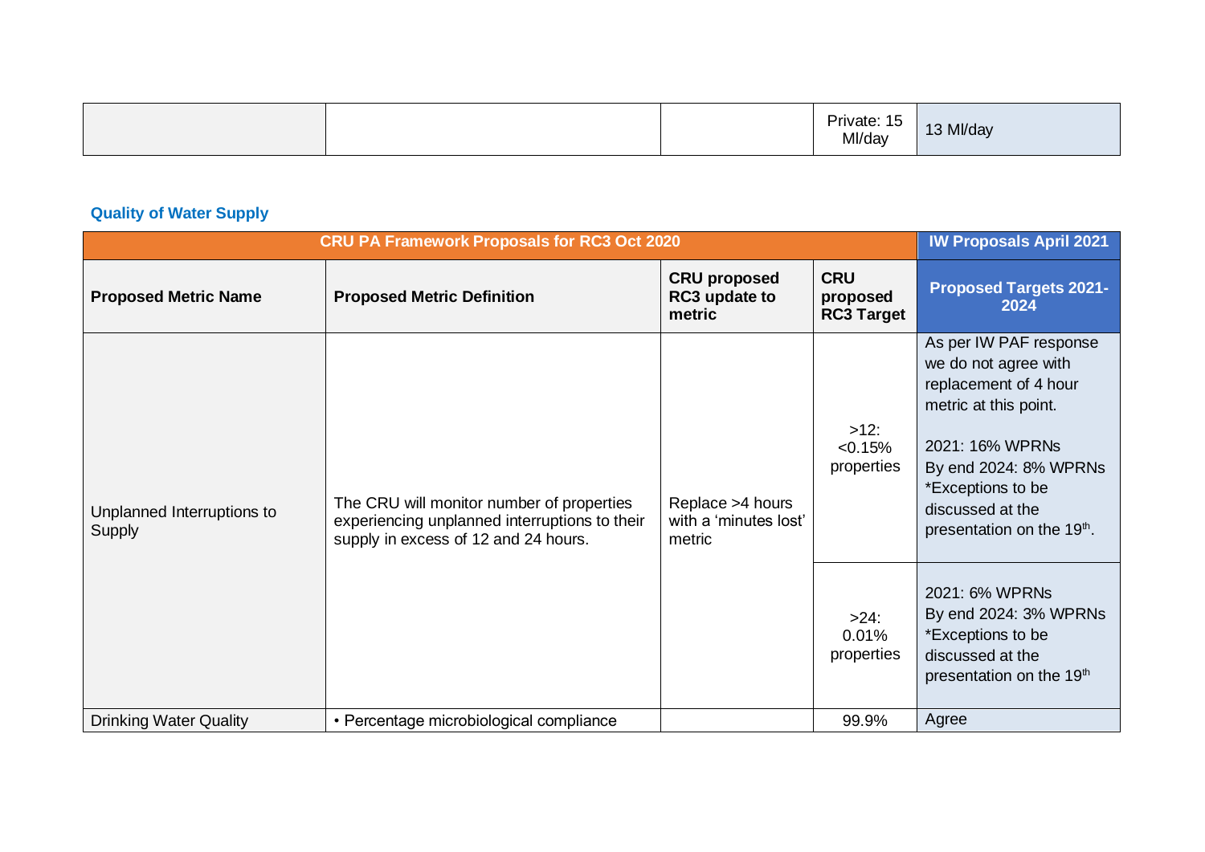| | | | Private: 15 Ml/day | 13 Ml/day |
|---|---|---|---|---|

### Quality of Water Supply

| CRU PA Framework Proposals for RC3 Oct 2020 | | | | IW Proposals April 2021 |
|---|---|---|---|---|
| **Proposed Metric Name** | **Proposed Metric Definition** | **CRU proposed RC3 update to metric** | **CRU proposed RC3 Target** | **Proposed Targets 2021-2024** |
| Unplanned Interruptions to Supply | The CRU will monitor number of properties experiencing unplanned interruptions to their supply in excess of 12 and 24 hours. | Replace >4 hours with a 'minutes lost' metric | >12: <0.15% properties | As per IW PAF response we do not agree with replacement of 4 hour metric at this point.<br><br>2021: 16% WPRNs<br>By end 2024: 8% WPRNs<br>*Exceptions to be discussed at the presentation on the 19th. |
| | | | >24: 0.01% properties | 2021: 6% WPRNs<br>By end 2024: 3% WPRNs<br>*Exceptions to be discussed at the presentation on the 19th |
| Drinking Water Quality | • Percentage microbiological compliance | | 99.9% | Agree |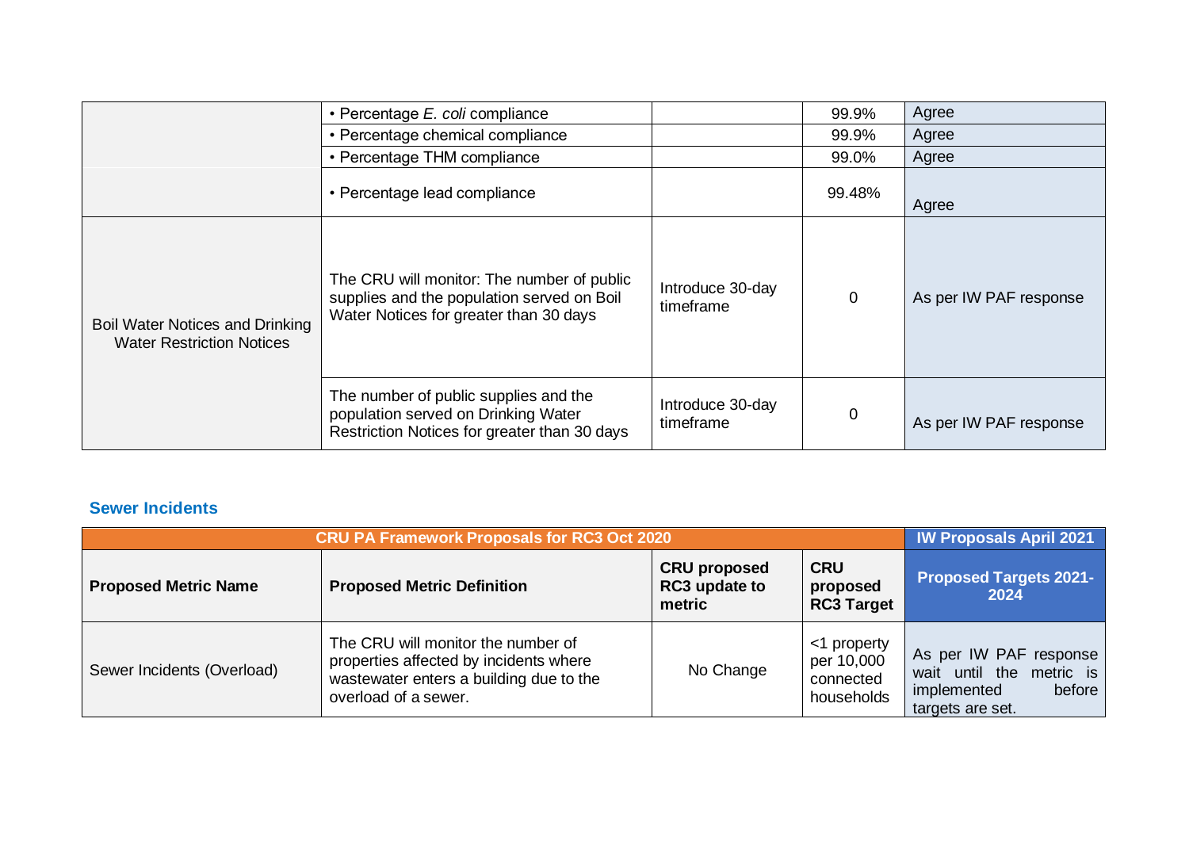| | | | | |
|---|---|---|---|---|
| | • Percentage *E. coli* compliance | | 99.9% | Agree |
| | • Percentage chemical compliance | | 99.9% | Agree |
| | • Percentage THM compliance | | 99.0% | Agree |
| | • Percentage lead compliance | | 99.48% | Agree |
| Boil Water Notices and Drinking Water Restriction Notices | The CRU will monitor: The number of public supplies and the population served on Boil Water Notices for greater than 30 days | Introduce 30-day timeframe | 0 | As per IW PAF response |
| | The number of public supplies and the population served on Drinking Water Restriction Notices for greater than 30 days | Introduce 30-day timeframe | 0 | As per IW PAF response |

### Sewer Incidents

| CRU PA Framework Proposals for RC3 Oct 2020 | | | | IW Proposals April 2021 |
|---|---|---|---|---|
| **Proposed Metric Name** | **Proposed Metric Definition** | **CRU proposed RC3 update to metric** | **CRU proposed RC3 Target** | **Proposed Targets 2021-2024** |
| Sewer Incidents (Overload) | The CRU will monitor the number of properties affected by incidents where wastewater enters a building due to the overload of a sewer. | No Change | <1 property per 10,000 connected households | As per IW PAF response wait until the metric is implemented before targets are set. |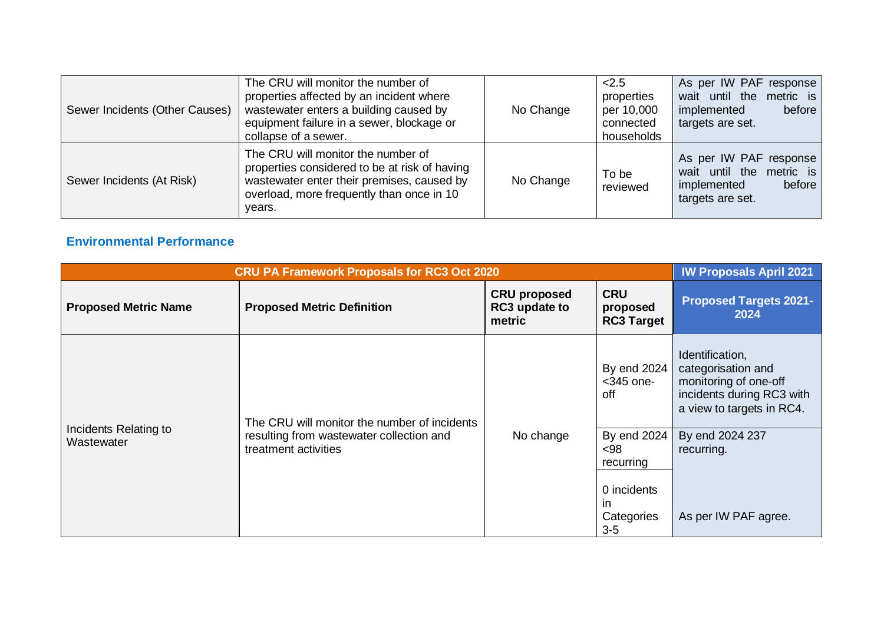| | | | | |
|---|---|---|---|---|
| Sewer Incidents (Other Causes) | The CRU will monitor the number of properties affected by an incident where wastewater enters a building caused by equipment failure in a sewer, blockage or collapse of a sewer. | No Change | <2.5 properties per 10,000 connected households | As per IW PAF response wait until the metric is implemented before targets are set. |
| Sewer Incidents (At Risk) | The CRU will monitor the number of properties considered to be at risk of having wastewater enter their premises, caused by overload, more frequently than once in 10 years. | No Change | To be reviewed | As per IW PAF response wait until the metric is implemented before targets are set. |

### Environmental Performance

| CRU PA Framework Proposals for RC3 Oct 2020 | | | | IW Proposals April 2021 |
|---|---|---|---|---|
| **Proposed Metric Name** | **Proposed Metric Definition** | **CRU proposed RC3 update to metric** | **CRU proposed RC3 Target** | **Proposed Targets 2021-2024** |
| Incidents Relating to Wastewater | The CRU will monitor the number of incidents resulting from wastewater collection and treatment activities | No change | By end 2024 <345 one-off | Identification, categorisation and monitoring of one-off incidents during RC3 with a view to targets in RC4. |
| | | | By end 2024 <98 recurring | By end 2024 237 recurring. |
| | | | 0 incidents in Categories 3-5 | As per IW PAF agree. |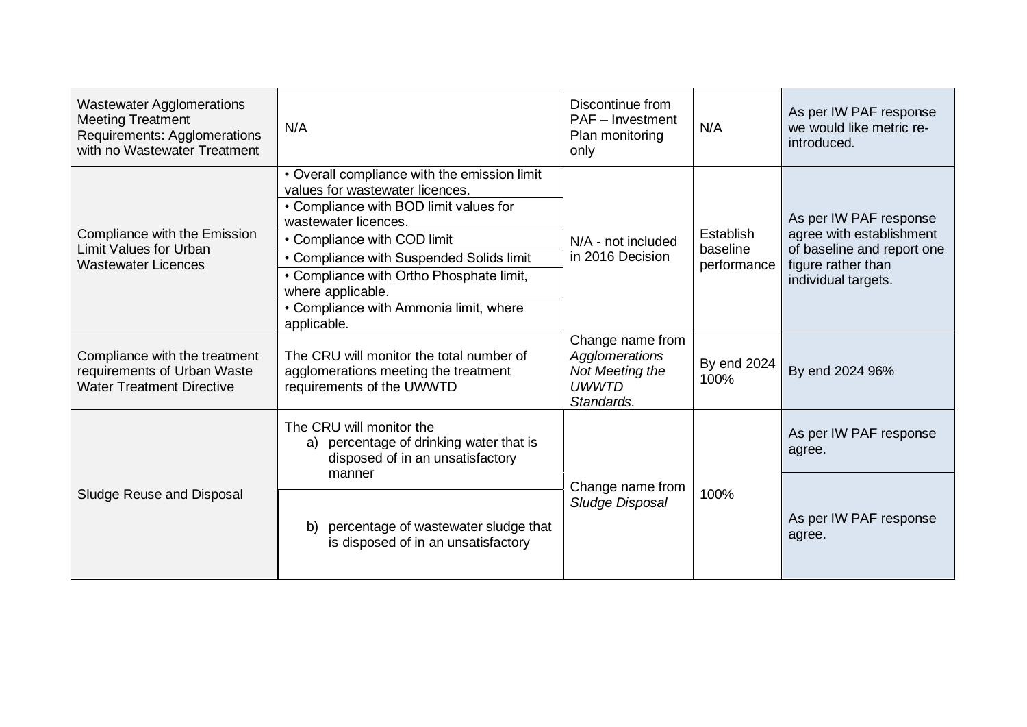| | | | | |
|---|---|---|---|---|
| Wastewater Agglomerations Meeting Treatment Requirements: Agglomerations with no Wastewater Treatment | N/A | Discontinue from PAF – Investment Plan monitoring only | N/A | As per IW PAF response we would like metric re-introduced. |
| Compliance with the Emission Limit Values for Urban Wastewater Licences | • Overall compliance with the emission limit values for wastewater licences.<br>• Compliance with BOD limit values for wastewater licences.<br>• Compliance with COD limit<br>• Compliance with Suspended Solids limit<br>• Compliance with Ortho Phosphate limit, where applicable.<br>• Compliance with Ammonia limit, where applicable. | N/A - not included in 2016 Decision | Establish baseline performance | As per IW PAF response agree with establishment of baseline and report one figure rather than individual targets. |
| Compliance with the treatment requirements of Urban Waste Water Treatment Directive | The CRU will monitor the total number of agglomerations meeting the treatment requirements of the UWWTD | Change name from *Agglomerations Not Meeting the UWWTD Standards.* | By end 2024 100% | By end 2024 96% |
| Sludge Reuse and Disposal | The CRU will monitor the<br>a) percentage of drinking water that is disposed of in an unsatisfactory manner | Change name from *Sludge Disposal* | 100% | As per IW PAF response agree. |
| | b) percentage of wastewater sludge that is disposed of in an unsatisfactory | | | As per IW PAF response agree. |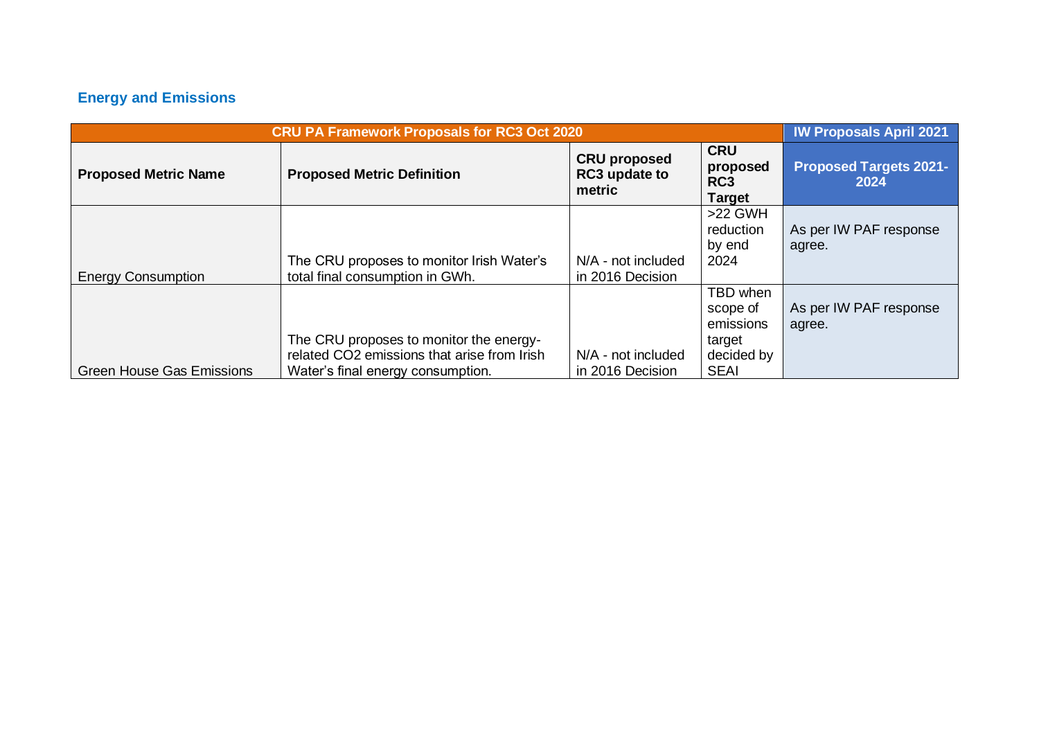## Energy and Emissions

| CRU PA Framework Proposals for RC3 Oct 2020 | | | | IW Proposals April 2021 |
|---|---|---|---|---|
| **Proposed Metric Name** | **Proposed Metric Definition** | **CRU proposed RC3 update to metric** | **CRU proposed RC3 Target** | **Proposed Targets 2021-2024** |
| Energy Consumption | The CRU proposes to monitor Irish Water's total final consumption in GWh. | N/A - not included in 2016 Decision | >22 GWH reduction by end 2024 | As per IW PAF response agree. |
| Green House Gas Emissions | The CRU proposes to monitor the energy-related $CO_2$ emissions that arise from Irish Water's final energy consumption. | N/A - not included in 2016 Decision | TBD when scope of emissions target decided by SEAI | As per IW PAF response agree. |